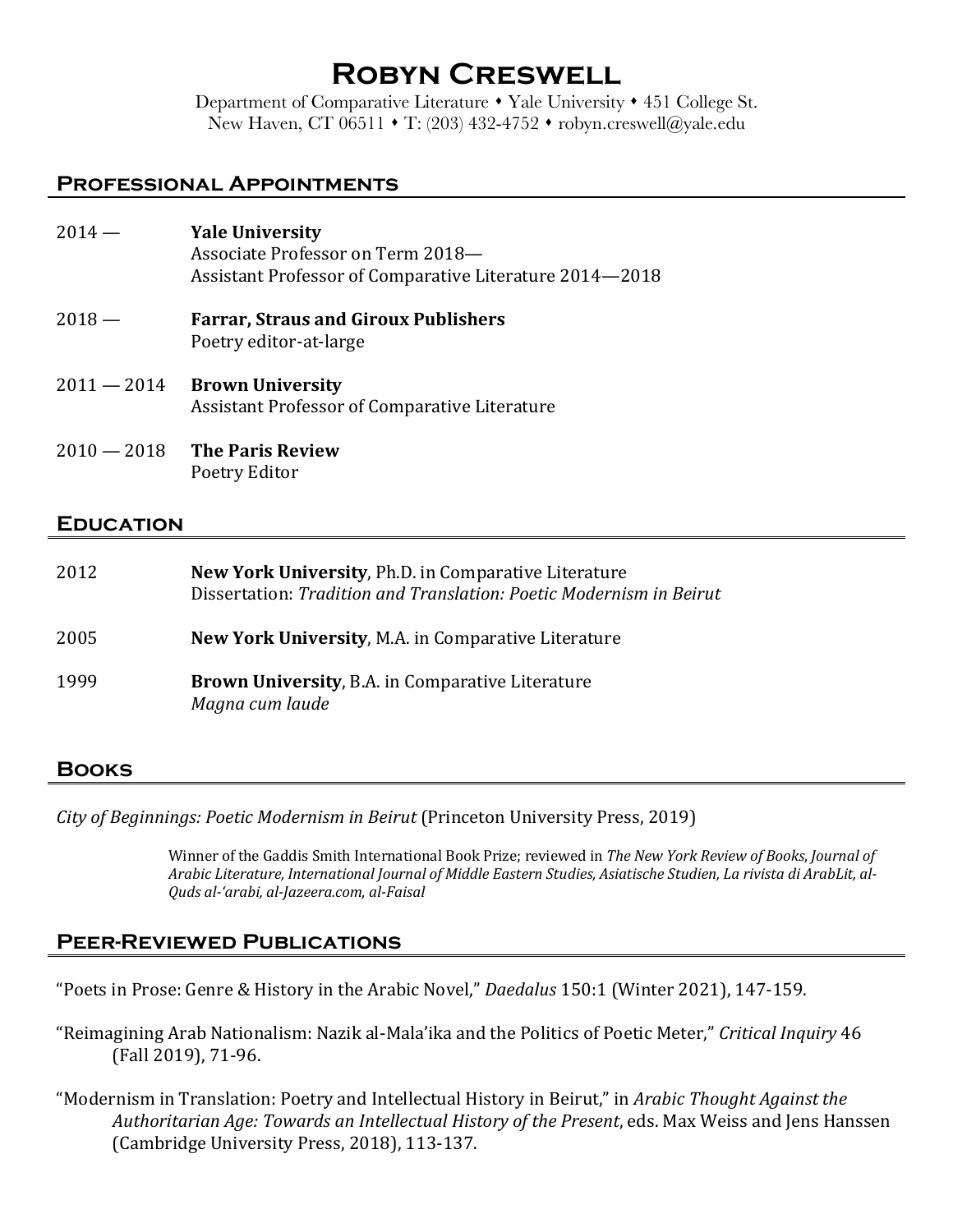# Robyn Creswell

Department of Comparative Literature • Yale University • 451 College St.
New Haven, CT 06511 • T: (203) 432-4752 • robyn.creswell@yale.edu

## Professional Appointments

2014 — **Yale University**
Associate Professor on Term 2018—
Assistant Professor of Comparative Literature 2014—2018

2018 — **Farrar, Straus and Giroux Publishers**
Poetry editor-at-large

2011 — 2014 **Brown University**
Assistant Professor of Comparative Literature

2010 — 2018 **The Paris Review**
Poetry Editor

## Education

2012 **New York University**, Ph.D. in Comparative Literature
Dissertation: *Tradition and Translation: Poetic Modernism in Beirut*

2005 **New York University**, M.A. in Comparative Literature

1999 **Brown University**, B.A. in Comparative Literature
*Magna cum laude*

## Books

*City of Beginnings: Poetic Modernism in Beirut* (Princeton University Press, 2019)

Winner of the Gaddis Smith International Book Prize; reviewed in *The New York Review of Books, Journal of Arabic Literature, International Journal of Middle Eastern Studies, Asiatische Studien, La rivista di ArabLit, al-Quds al-'arabi, al-Jazeera.com, al-Faisal*

## Peer-Reviewed Publications

"Poets in Prose: Genre & History in the Arabic Novel," *Daedalus* 150:1 (Winter 2021), 147-159.

"Reimagining Arab Nationalism: Nazik al-Mala'ika and the Politics of Poetic Meter," *Critical Inquiry* 46 (Fall 2019), 71-96.

"Modernism in Translation: Poetry and Intellectual History in Beirut," in *Arabic Thought Against the Authoritarian Age: Towards an Intellectual History of the Present*, eds. Max Weiss and Jens Hanssen (Cambridge University Press, 2018), 113-137.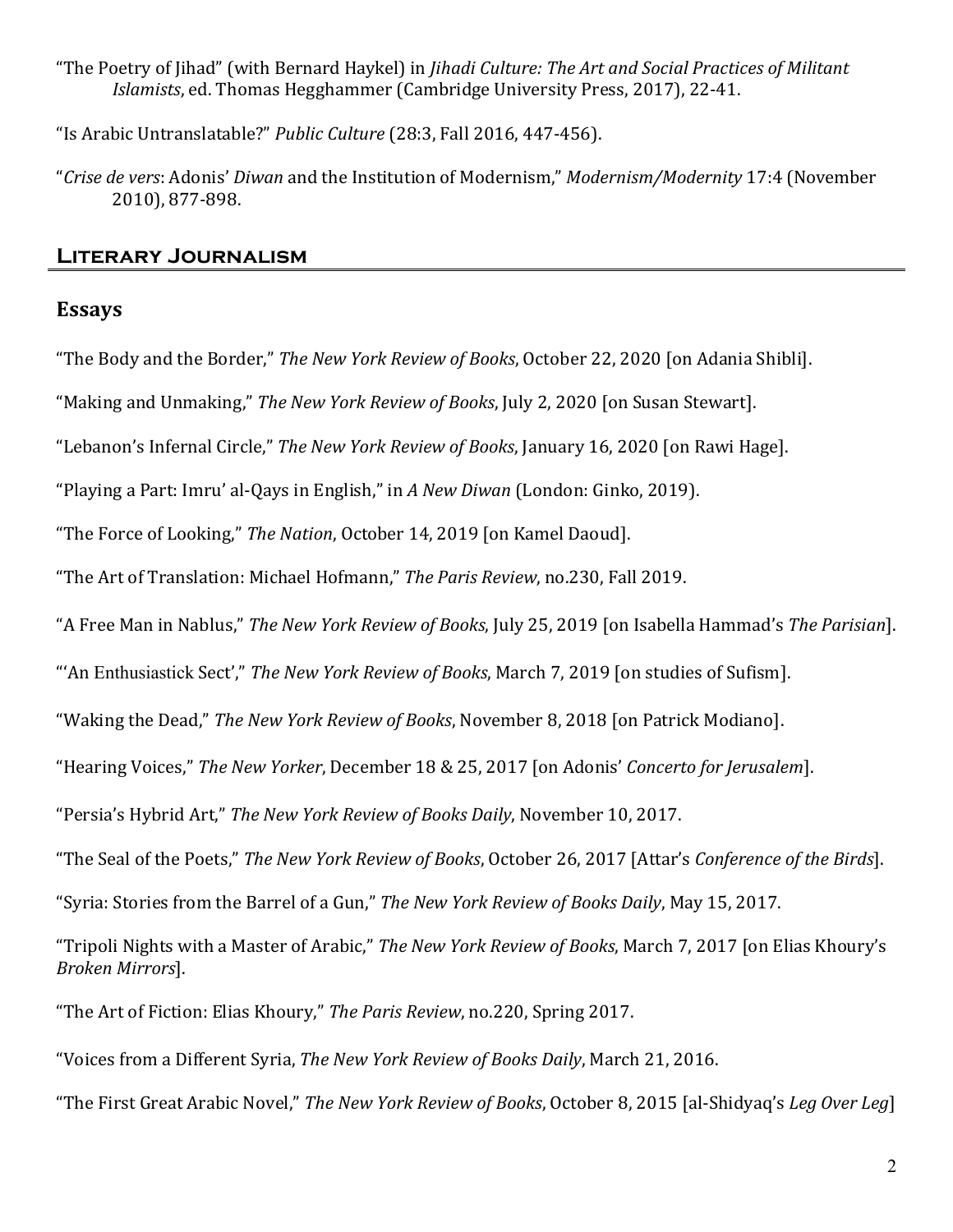"The Poetry of Jihad" (with Bernard Haykel) in *Jihadi Culture: The Art and Social Practices of Militant Islamists*, ed. Thomas Hegghammer (Cambridge University Press, 2017), 22-41.

"Is Arabic Untranslatable?" *Public Culture* (28:3, Fall 2016, 447-456).

"*Crise de vers*: Adonis' *Diwan* and the Institution of Modernism," *Modernism/Modernity* 17:4 (November 2010), 877-898.

## Literary Journalism

### Essays

"The Body and the Border," *The New York Review of Books*, October 22, 2020 [on Adania Shibli].

"Making and Unmaking," *The New York Review of Books*, July 2, 2020 [on Susan Stewart].

"Lebanon's Infernal Circle," *The New York Review of Books*, January 16, 2020 [on Rawi Hage].

"Playing a Part: Imru' al-Qays in English," in *A New Diwan* (London: Ginko, 2019).

"The Force of Looking," *The Nation*, October 14, 2019 [on Kamel Daoud].

"The Art of Translation: Michael Hofmann," *The Paris Review*, no.230, Fall 2019.

"A Free Man in Nablus," *The New York Review of Books*, July 25, 2019 [on Isabella Hammad's *The Parisian*].

"'An Enthusiastick Sect'," *The New York Review of Books*, March 7, 2019 [on studies of Sufism].

"Waking the Dead," *The New York Review of Books*, November 8, 2018 [on Patrick Modiano].

"Hearing Voices," *The New Yorker*, December 18 & 25, 2017 [on Adonis' *Concerto for Jerusalem*].

"Persia's Hybrid Art," *The New York Review of Books Daily*, November 10, 2017.

"The Seal of the Poets," *The New York Review of Books*, October 26, 2017 [Attar's *Conference of the Birds*].

"Syria: Stories from the Barrel of a Gun," *The New York Review of Books Daily*, May 15, 2017.

"Tripoli Nights with a Master of Arabic," *The New York Review of Books*, March 7, 2017 [on Elias Khoury's *Broken Mirrors*].

"The Art of Fiction: Elias Khoury," *The Paris Review*, no.220, Spring 2017.

"Voices from a Different Syria, *The New York Review of Books Daily*, March 21, 2016.

"The First Great Arabic Novel," *The New York Review of Books*, October 8, 2015 [al-Shidyaq's *Leg Over Leg*]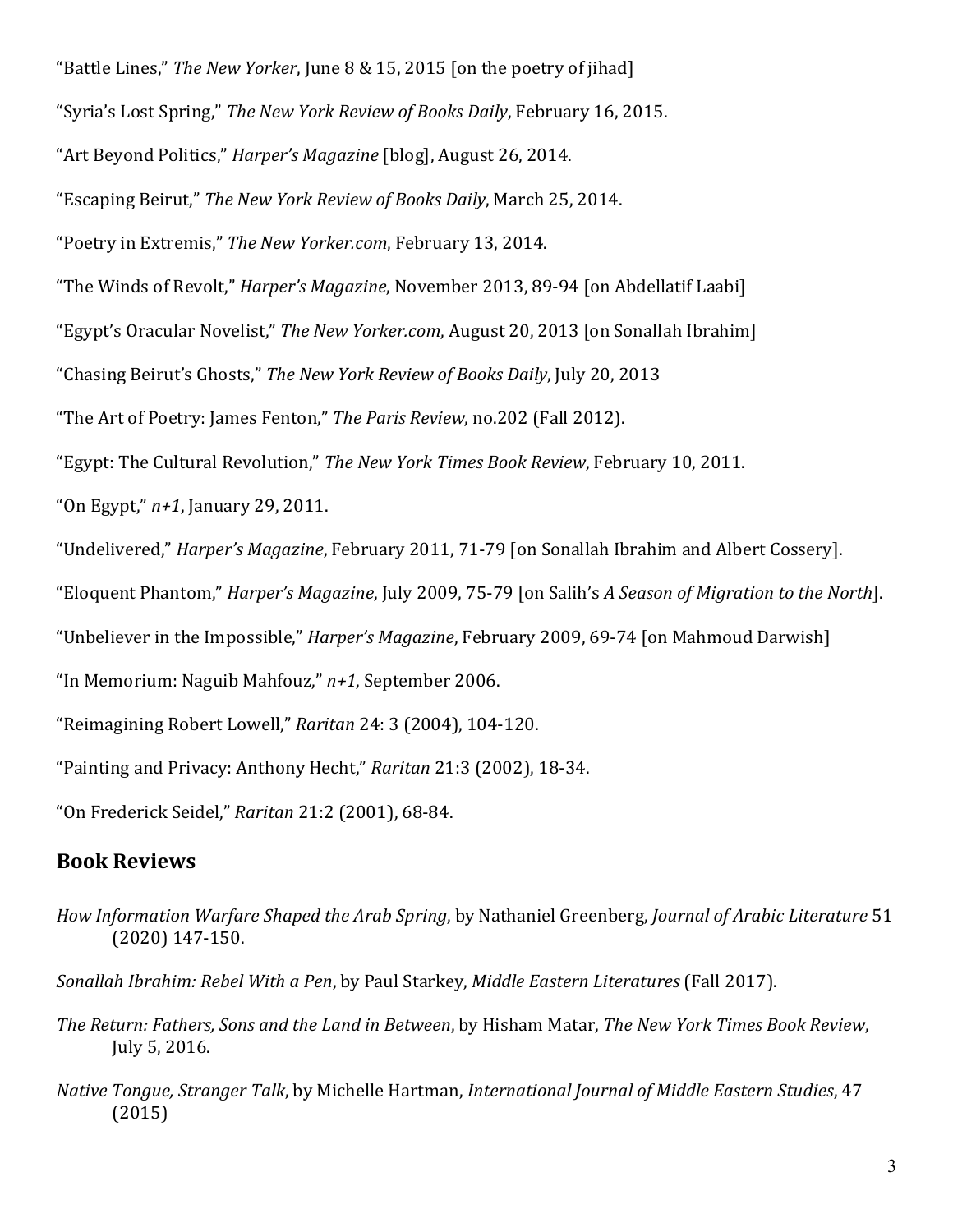"Battle Lines," *The New Yorker*, June 8 & 15, 2015 [on the poetry of jihad]

"Syria's Lost Spring," *The New York Review of Books Daily*, February 16, 2015.

"Art Beyond Politics," *Harper's Magazine* [blog], August 26, 2014.

"Escaping Beirut," *The New York Review of Books Daily*, March 25, 2014.

"Poetry in Extremis," *The New Yorker.com*, February 13, 2014.

"The Winds of Revolt," *Harper's Magazine*, November 2013, 89-94 [on Abdellatif Laabi]

"Egypt's Oracular Novelist," *The New Yorker.com*, August 20, 2013 [on Sonallah Ibrahim]

"Chasing Beirut's Ghosts," *The New York Review of Books Daily*, July 20, 2013

"The Art of Poetry: James Fenton," *The Paris Review*, no.202 (Fall 2012).

"Egypt: The Cultural Revolution," *The New York Times Book Review*, February 10, 2011.

"On Egypt," *n+1*, January 29, 2011.

"Undelivered," *Harper's Magazine*, February 2011, 71-79 [on Sonallah Ibrahim and Albert Cossery].

"Eloquent Phantom," *Harper's Magazine*, July 2009, 75-79 [on Salih's *A Season of Migration to the North*].

"Unbeliever in the Impossible," *Harper's Magazine*, February 2009, 69-74 [on Mahmoud Darwish]

"In Memorium: Naguib Mahfouz," *n+1*, September 2006.

"Reimagining Robert Lowell," *Raritan* 24: 3 (2004), 104-120.

"Painting and Privacy: Anthony Hecht," *Raritan* 21:3 (2002), 18-34.

"On Frederick Seidel," *Raritan* 21:2 (2001), 68-84.

## Book Reviews

*How Information Warfare Shaped the Arab Spring*, by Nathaniel Greenberg, *Journal of Arabic Literature* 51 (2020) 147-150.

*Sonallah Ibrahim: Rebel With a Pen*, by Paul Starkey, *Middle Eastern Literatures* (Fall 2017).

*The Return: Fathers, Sons and the Land in Between*, by Hisham Matar, *The New York Times Book Review*, July 5, 2016.

*Native Tongue, Stranger Talk*, by Michelle Hartman, *International Journal of Middle Eastern Studies*, 47 (2015)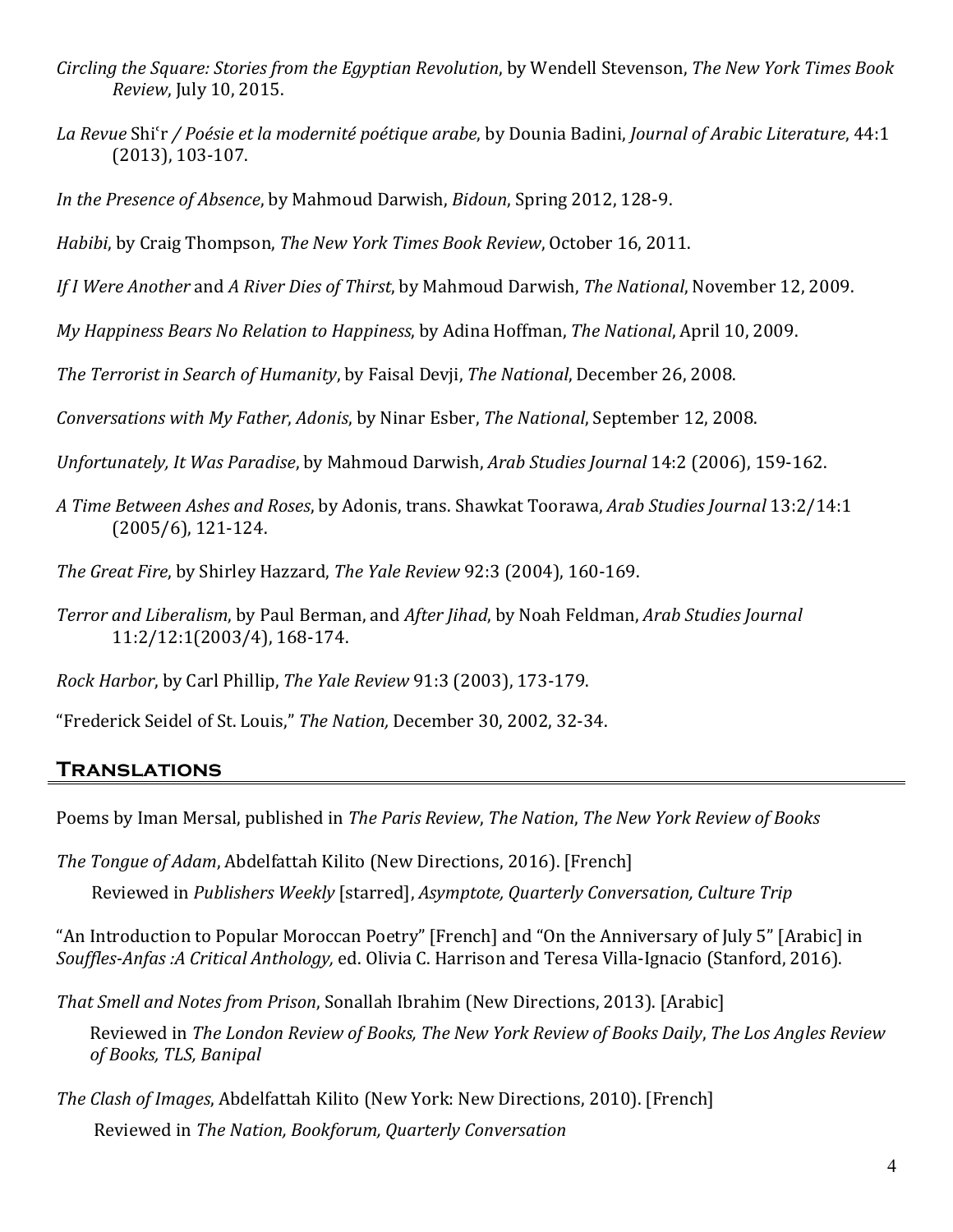*Circling the Square: Stories from the Egyptian Revolution*, by Wendell Stevenson, *The New York Times Book Review*, July 10, 2015.

*La Revue* Shiʿr */ Poésie et la modernité poétique arabe*, by Dounia Badini, *Journal of Arabic Literature*, 44:1 (2013), 103-107.

*In the Presence of Absence*, by Mahmoud Darwish, *Bidoun*, Spring 2012, 128-9.

*Habibi*, by Craig Thompson, *The New York Times Book Review*, October 16, 2011.

*If I Were Another* and *A River Dies of Thirst*, by Mahmoud Darwish, *The National*, November 12, 2009.

*My Happiness Bears No Relation to Happiness*, by Adina Hoffman, *The National*, April 10, 2009.

*The Terrorist in Search of Humanity*, by Faisal Devji, *The National*, December 26, 2008.

*Conversations with My Father, Adonis*, by Ninar Esber, *The National*, September 12, 2008.

*Unfortunately, It Was Paradise*, by Mahmoud Darwish, *Arab Studies Journal* 14:2 (2006), 159-162.

*A Time Between Ashes and Roses*, by Adonis, trans. Shawkat Toorawa, *Arab Studies Journal* 13:2/14:1 (2005/6), 121-124.

*The Great Fire*, by Shirley Hazzard, *The Yale Review* 92:3 (2004), 160-169.

*Terror and Liberalism*, by Paul Berman, and *After Jihad*, by Noah Feldman, *Arab Studies Journal* 11:2/12:1(2003/4), 168-174.

*Rock Harbor*, by Carl Phillip, *The Yale Review* 91:3 (2003), 173-179.

"Frederick Seidel of St. Louis," *The Nation,* December 30, 2002, 32-34.

## Translations

Poems by Iman Mersal, published in *The Paris Review*, *The Nation*, *The New York Review of Books*

*The Tongue of Adam*, Abdelfattah Kilito (New Directions, 2016). [French]

Reviewed in *Publishers Weekly* [starred], *Asymptote, Quarterly Conversation, Culture Trip*

"An Introduction to Popular Moroccan Poetry" [French] and "On the Anniversary of July 5" [Arabic] in *Souffles-Anfas :A Critical Anthology,* ed. Olivia C. Harrison and Teresa Villa-Ignacio (Stanford, 2016).

*That Smell and Notes from Prison*, Sonallah Ibrahim (New Directions, 2013). [Arabic]

Reviewed in *The London Review of Books, The New York Review of Books Daily*, *The Los Angles Review of Books, TLS, Banipal*

*The Clash of Images*, Abdelfattah Kilito (New York: New Directions, 2010). [French]

Reviewed in *The Nation, Bookforum, Quarterly Conversation*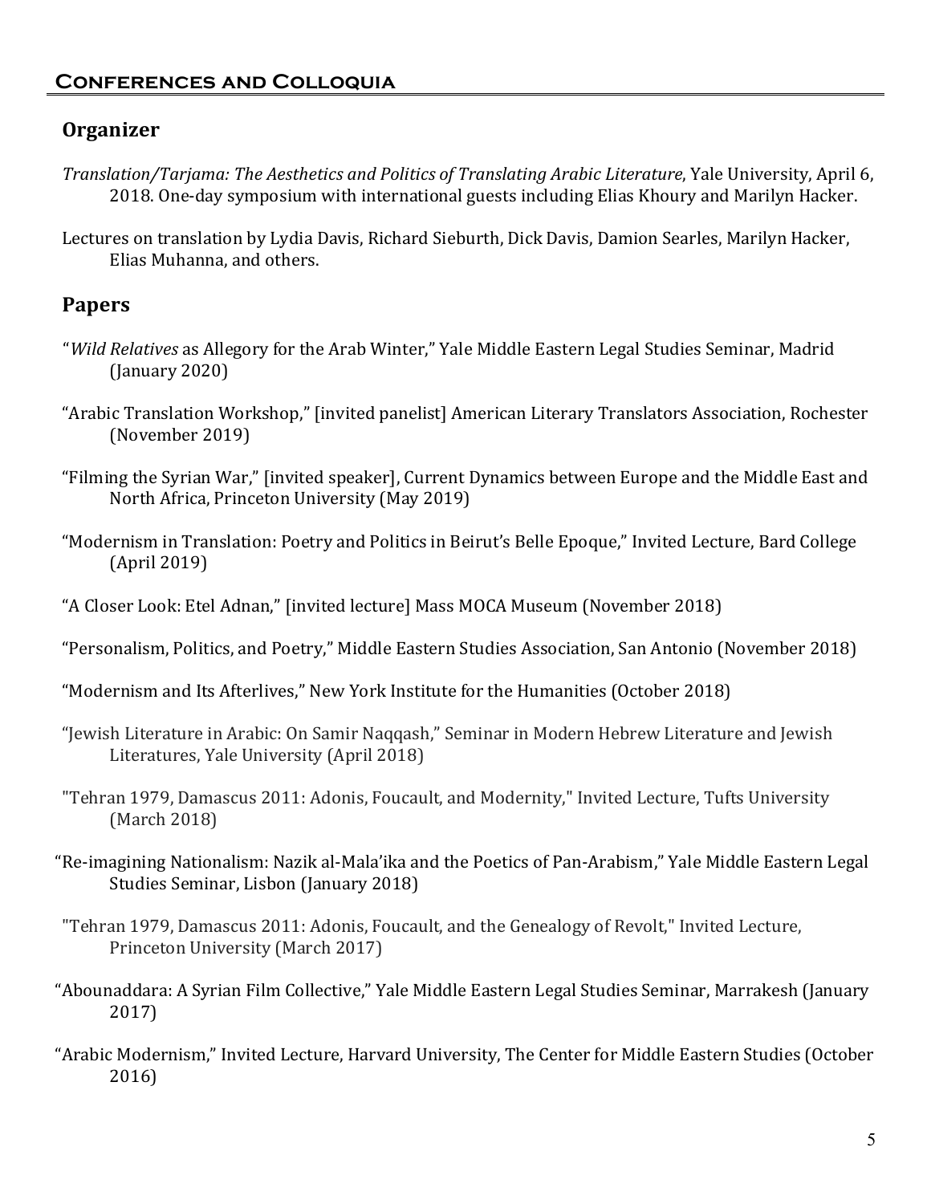## Conferences and Colloquia

### Organizer

*Translation/Tarjama: The Aesthetics and Politics of Translating Arabic Literature*, Yale University, April 6, 2018. One-day symposium with international guests including Elias Khoury and Marilyn Hacker.

Lectures on translation by Lydia Davis, Richard Sieburth, Dick Davis, Damion Searles, Marilyn Hacker, Elias Muhanna, and others.

### Papers

"*Wild Relatives* as Allegory for the Arab Winter," Yale Middle Eastern Legal Studies Seminar, Madrid (January 2020)

"Arabic Translation Workshop," [invited panelist] American Literary Translators Association, Rochester (November 2019)

"Filming the Syrian War," [invited speaker], Current Dynamics between Europe and the Middle East and North Africa, Princeton University (May 2019)

"Modernism in Translation: Poetry and Politics in Beirut's Belle Epoque," Invited Lecture, Bard College (April 2019)

"A Closer Look: Etel Adnan," [invited lecture] Mass MOCA Museum (November 2018)

"Personalism, Politics, and Poetry," Middle Eastern Studies Association, San Antonio (November 2018)

"Modernism and Its Afterlives," New York Institute for the Humanities (October 2018)

"Jewish Literature in Arabic: On Samir Naqqash," Seminar in Modern Hebrew Literature and Jewish Literatures, Yale University (April 2018)

"Tehran 1979, Damascus 2011: Adonis, Foucault, and Modernity," Invited Lecture, Tufts University (March 2018)

"Re-imagining Nationalism: Nazik al-Mala'ika and the Poetics of Pan-Arabism," Yale Middle Eastern Legal Studies Seminar, Lisbon (January 2018)

"Tehran 1979, Damascus 2011: Adonis, Foucault, and the Genealogy of Revolt," Invited Lecture, Princeton University (March 2017)

"Abounaddara: A Syrian Film Collective," Yale Middle Eastern Legal Studies Seminar, Marrakesh (January 2017)

"Arabic Modernism," Invited Lecture, Harvard University, The Center for Middle Eastern Studies (October 2016)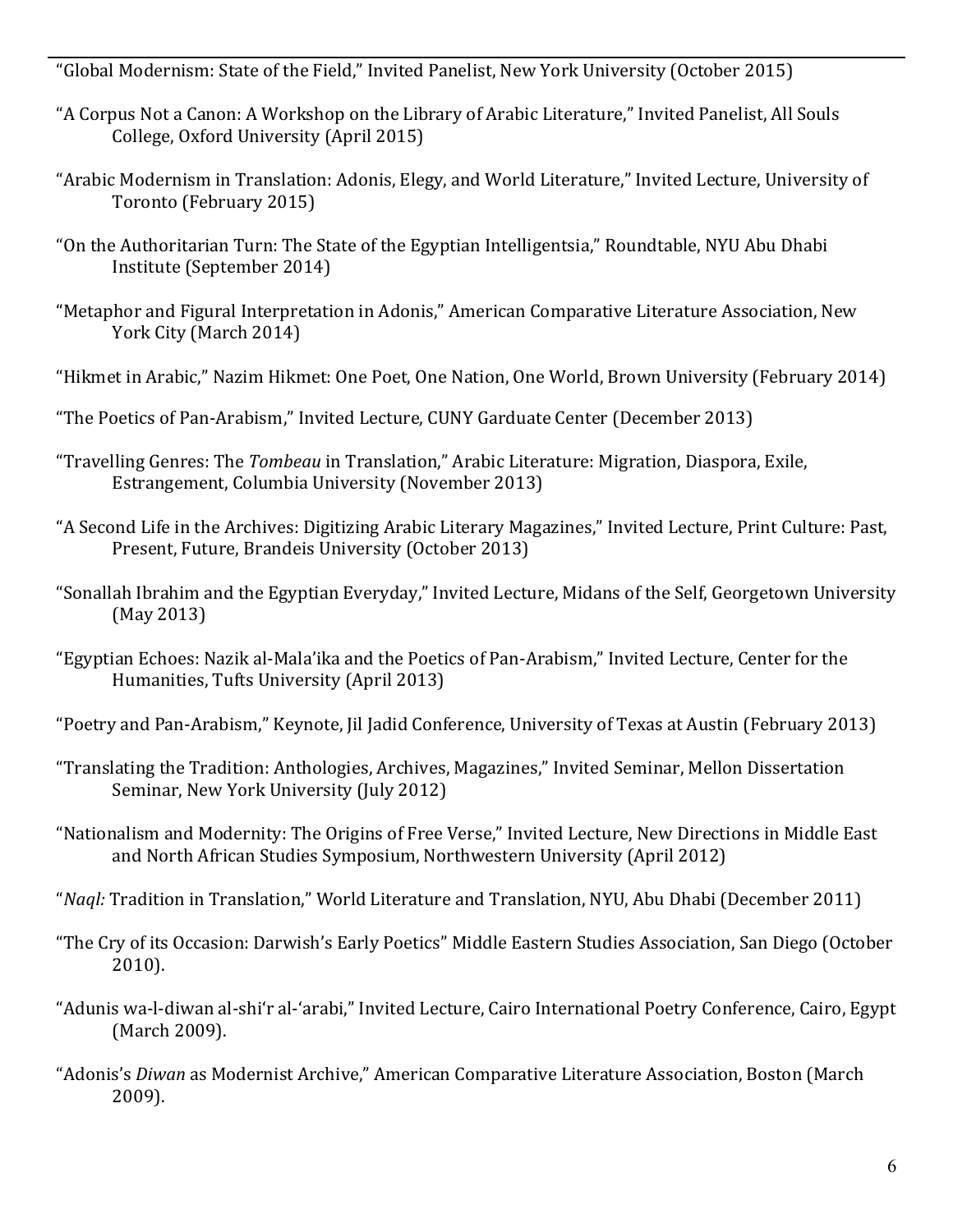"Global Modernism: State of the Field," Invited Panelist, New York University (October 2015)

"A Corpus Not a Canon: A Workshop on the Library of Arabic Literature," Invited Panelist, All Souls College, Oxford University (April 2015)

"Arabic Modernism in Translation: Adonis, Elegy, and World Literature," Invited Lecture, University of Toronto (February 2015)

"On the Authoritarian Turn: The State of the Egyptian Intelligentsia," Roundtable, NYU Abu Dhabi Institute (September 2014)

"Metaphor and Figural Interpretation in Adonis," American Comparative Literature Association, New York City (March 2014)

"Hikmet in Arabic," Nazim Hikmet: One Poet, One Nation, One World, Brown University (February 2014)

"The Poetics of Pan-Arabism," Invited Lecture, CUNY Garduate Center (December 2013)

"Travelling Genres: The *Tombeau* in Translation," Arabic Literature: Migration, Diaspora, Exile, Estrangement, Columbia University (November 2013)

"A Second Life in the Archives: Digitizing Arabic Literary Magazines," Invited Lecture, Print Culture: Past, Present, Future, Brandeis University (October 2013)

"Sonallah Ibrahim and the Egyptian Everyday," Invited Lecture, Midans of the Self, Georgetown University (May 2013)

"Egyptian Echoes: Nazik al-Mala'ika and the Poetics of Pan-Arabism," Invited Lecture, Center for the Humanities, Tufts University (April 2013)

"Poetry and Pan-Arabism," Keynote, Jil Jadid Conference, University of Texas at Austin (February 2013)

"Translating the Tradition: Anthologies, Archives, Magazines," Invited Seminar, Mellon Dissertation Seminar, New York University (July 2012)

"Nationalism and Modernity: The Origins of Free Verse," Invited Lecture, New Directions in Middle East and North African Studies Symposium, Northwestern University (April 2012)

"*Naql:* Tradition in Translation," World Literature and Translation, NYU, Abu Dhabi (December 2011)

"The Cry of its Occasion: Darwish's Early Poetics" Middle Eastern Studies Association, San Diego (October 2010).

"Adunis wa-l-diwan al-shi'r al-'arabi," Invited Lecture, Cairo International Poetry Conference, Cairo, Egypt (March 2009).

"Adonis's *Diwan* as Modernist Archive," American Comparative Literature Association, Boston (March 2009).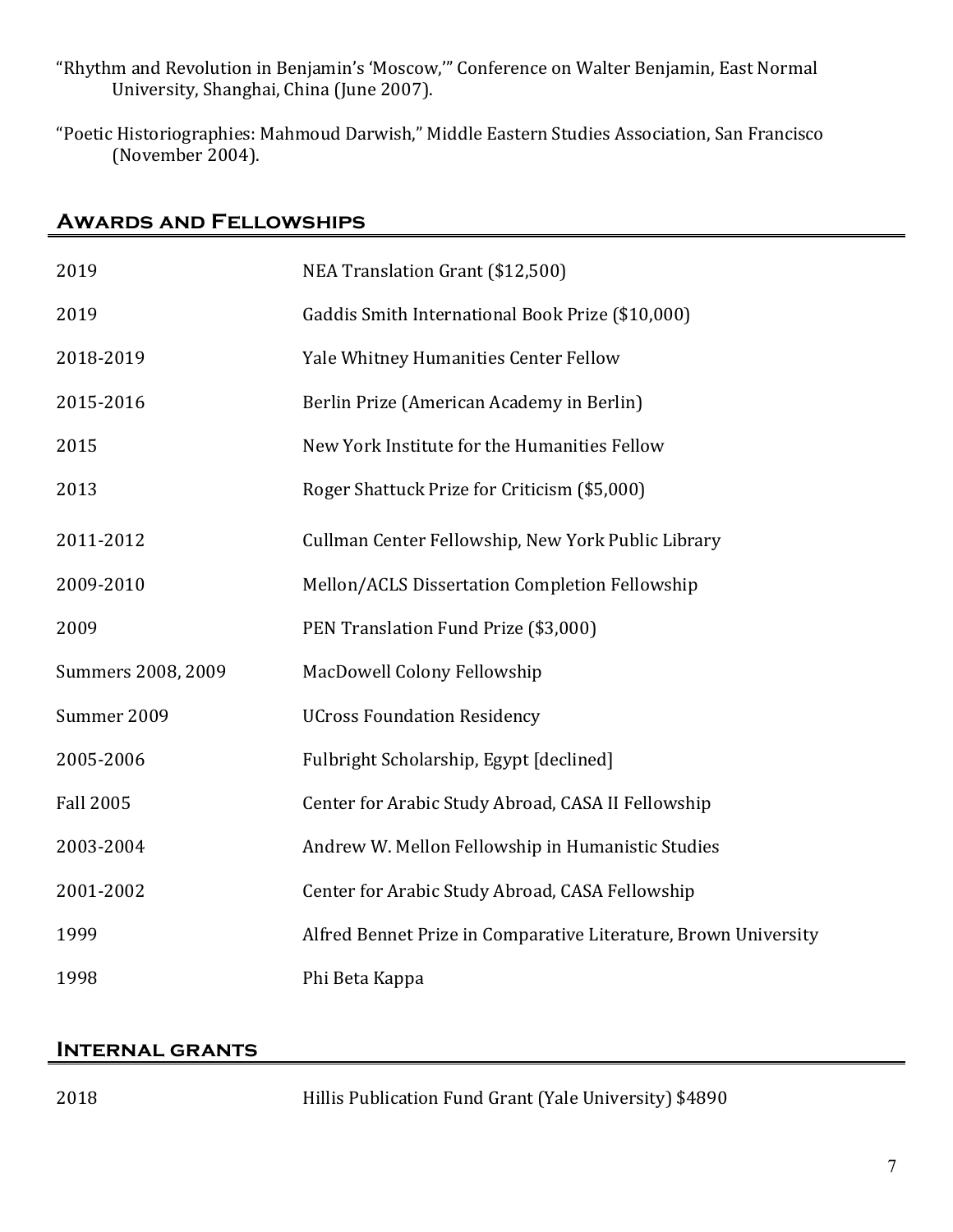"Rhythm and Revolution in Benjamin's 'Moscow,'" Conference on Walter Benjamin, East Normal University, Shanghai, China (June 2007).

"Poetic Historiographies: Mahmoud Darwish," Middle Eastern Studies Association, San Francisco (November 2004).

## Awards and Fellowships

| | |
|---|---|
| 2019 | NEA Translation Grant ($12,500) |
| 2019 | Gaddis Smith International Book Prize ($10,000) |
| 2018-2019 | Yale Whitney Humanities Center Fellow |
| 2015-2016 | Berlin Prize (American Academy in Berlin) |
| 2015 | New York Institute for the Humanities Fellow |
| 2013 | Roger Shattuck Prize for Criticism ($5,000) |
| 2011-2012 | Cullman Center Fellowship, New York Public Library |
| 2009-2010 | Mellon/ACLS Dissertation Completion Fellowship |
| 2009 | PEN Translation Fund Prize ($3,000) |
| Summers 2008, 2009 | MacDowell Colony Fellowship |
| Summer 2009 | UCross Foundation Residency |
| 2005-2006 | Fulbright Scholarship, Egypt [declined] |
| Fall 2005 | Center for Arabic Study Abroad, CASA II Fellowship |
| 2003-2004 | Andrew W. Mellon Fellowship in Humanistic Studies |
| 2001-2002 | Center for Arabic Study Abroad, CASA Fellowship |
| 1999 | Alfred Bennet Prize in Comparative Literature, Brown University |
| 1998 | Phi Beta Kappa |

## Internal grants

| | |
|---|---|
| 2018 | Hillis Publication Fund Grant (Yale University) $4890 |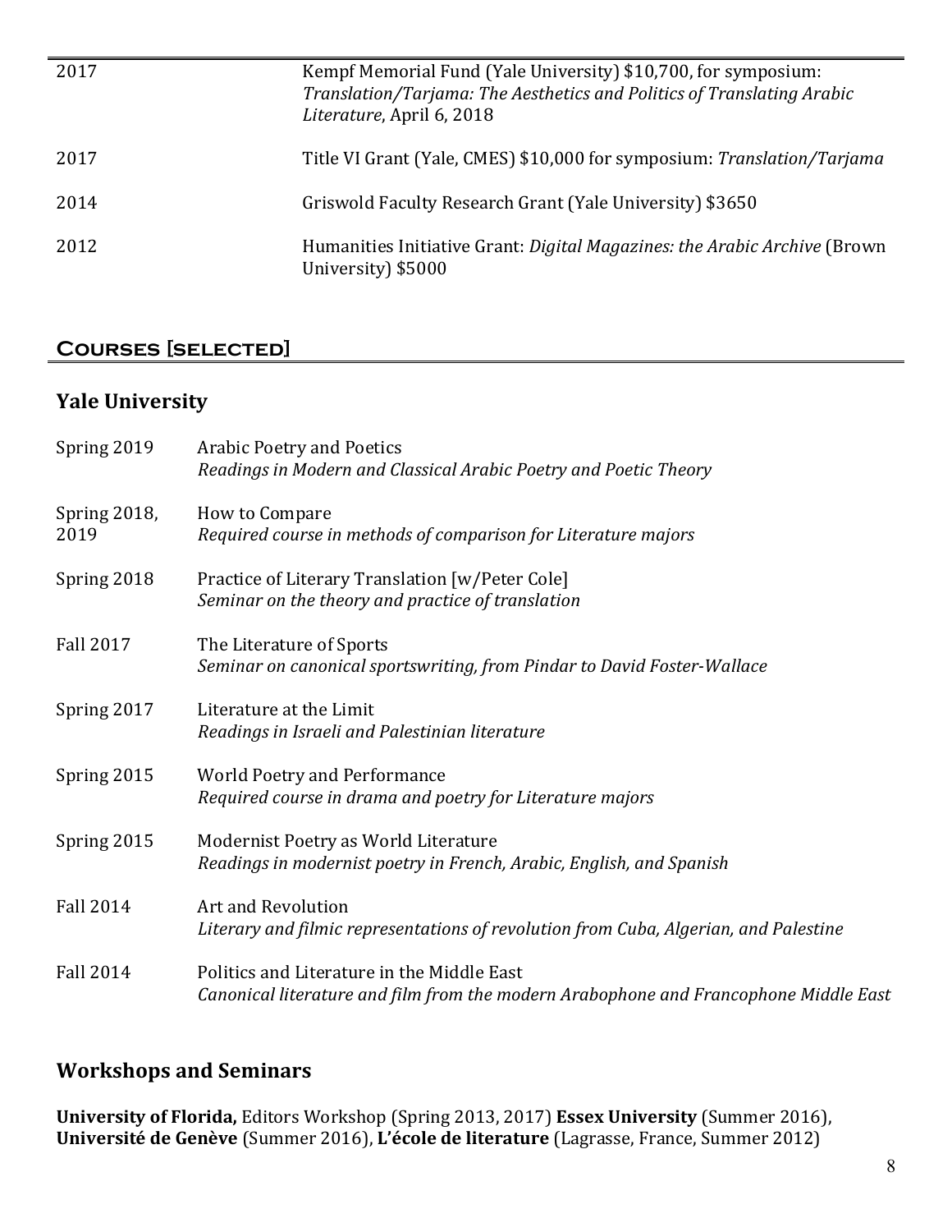| | |
|---|---|
| 2017 | Kempf Memorial Fund (Yale University) $10,700, for symposium: *Translation/Tarjama: The Aesthetics and Politics of Translating Arabic Literature*, April 6, 2018 |
| 2017 | Title VI Grant (Yale, CMES) $10,000 for symposium: *Translation/Tarjama* |
| 2014 | Griswold Faculty Research Grant (Yale University) $3650 |
| 2012 | Humanities Initiative Grant: *Digital Magazines: the Arabic Archive* (Brown University) $5000 |

## Courses [selected]

### Yale University

| | |
|---|---|
| Spring 2019 | Arabic Poetry and Poetics<br>*Readings in Modern and Classical Arabic Poetry and Poetic Theory* |
| Spring 2018, 2019 | How to Compare<br>*Required course in methods of comparison for Literature majors* |
| Spring 2018 | Practice of Literary Translation [w/Peter Cole]<br>*Seminar on the theory and practice of translation* |
| Fall 2017 | The Literature of Sports<br>*Seminar on canonical sportswriting, from Pindar to David Foster-Wallace* |
| Spring 2017 | Literature at the Limit<br>*Readings in Israeli and Palestinian literature* |
| Spring 2015 | World Poetry and Performance<br>*Required course in drama and poetry for Literature majors* |
| Spring 2015 | Modernist Poetry as World Literature<br>*Readings in modernist poetry in French, Arabic, English, and Spanish* |
| Fall 2014 | Art and Revolution<br>*Literary and filmic representations of revolution from Cuba, Algerian, and Palestine* |
| Fall 2014 | Politics and Literature in the Middle East<br>*Canonical literature and film from the modern Arabophone and Francophone Middle East* |

### Workshops and Seminars

**University of Florida,** Editors Workshop (Spring 2013, 2017) **Essex University** (Summer 2016), **Université de Genève** (Summer 2016), **L'école de literature** (Lagrasse, France, Summer 2012)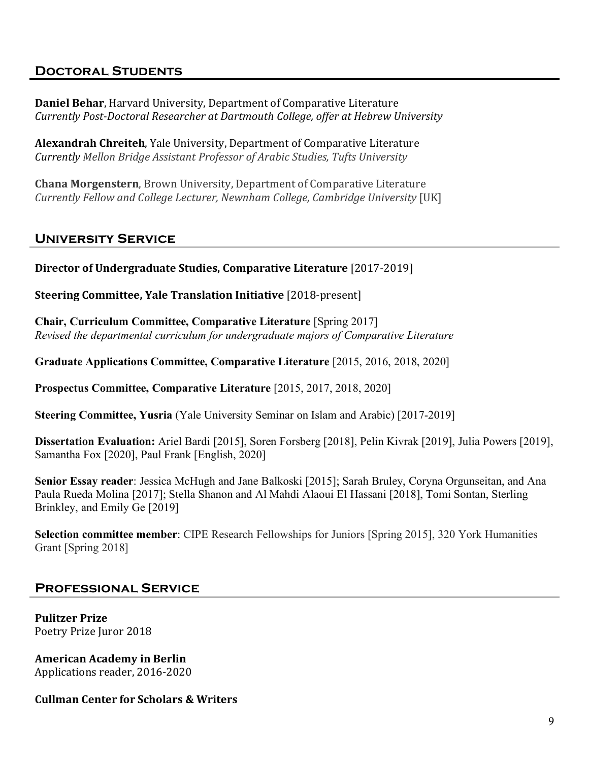## Doctoral Students

**Daniel Behar**, Harvard University, Department of Comparative Literature
*Currently Post-Doctoral Researcher at Dartmouth College, offer at Hebrew University*

**Alexandrah Chreiteh**, Yale University, Department of Comparative Literature
*Currently Mellon Bridge Assistant Professor of Arabic Studies, Tufts University*

**Chana Morgenstern**, Brown University, Department of Comparative Literature
*Currently Fellow and College Lecturer, Newnham College, Cambridge University* [UK]

## University Service

**Director of Undergraduate Studies, Comparative Literature** [2017-2019]

**Steering Committee, Yale Translation Initiative** [2018-present]

**Chair, Curriculum Committee, Comparative Literature** [Spring 2017]
*Revised the departmental curriculum for undergraduate majors of Comparative Literature*

**Graduate Applications Committee, Comparative Literature** [2015, 2016, 2018, 2020]

**Prospectus Committee, Comparative Literature** [2015, 2017, 2018, 2020]

**Steering Committee, Yusria** (Yale University Seminar on Islam and Arabic) [2017-2019]

**Dissertation Evaluation:** Ariel Bardi [2015], Soren Forsberg [2018], Pelin Kivrak [2019], Julia Powers [2019], Samantha Fox [2020], Paul Frank [English, 2020]

**Senior Essay reader**: Jessica McHugh and Jane Balkoski [2015]; Sarah Bruley, Coryna Orgunseitan, and Ana Paula Rueda Molina [2017]; Stella Shanon and Al Mahdi Alaoui El Hassani [2018], Tomi Sontan, Sterling Brinkley, and Emily Ge [2019]

**Selection committee member**: CIPE Research Fellowships for Juniors [Spring 2015], 320 York Humanities Grant [Spring 2018]

## Professional Service

**Pulitzer Prize**
Poetry Prize Juror 2018

**American Academy in Berlin**
Applications reader, 2016-2020

**Cullman Center for Scholars & Writers**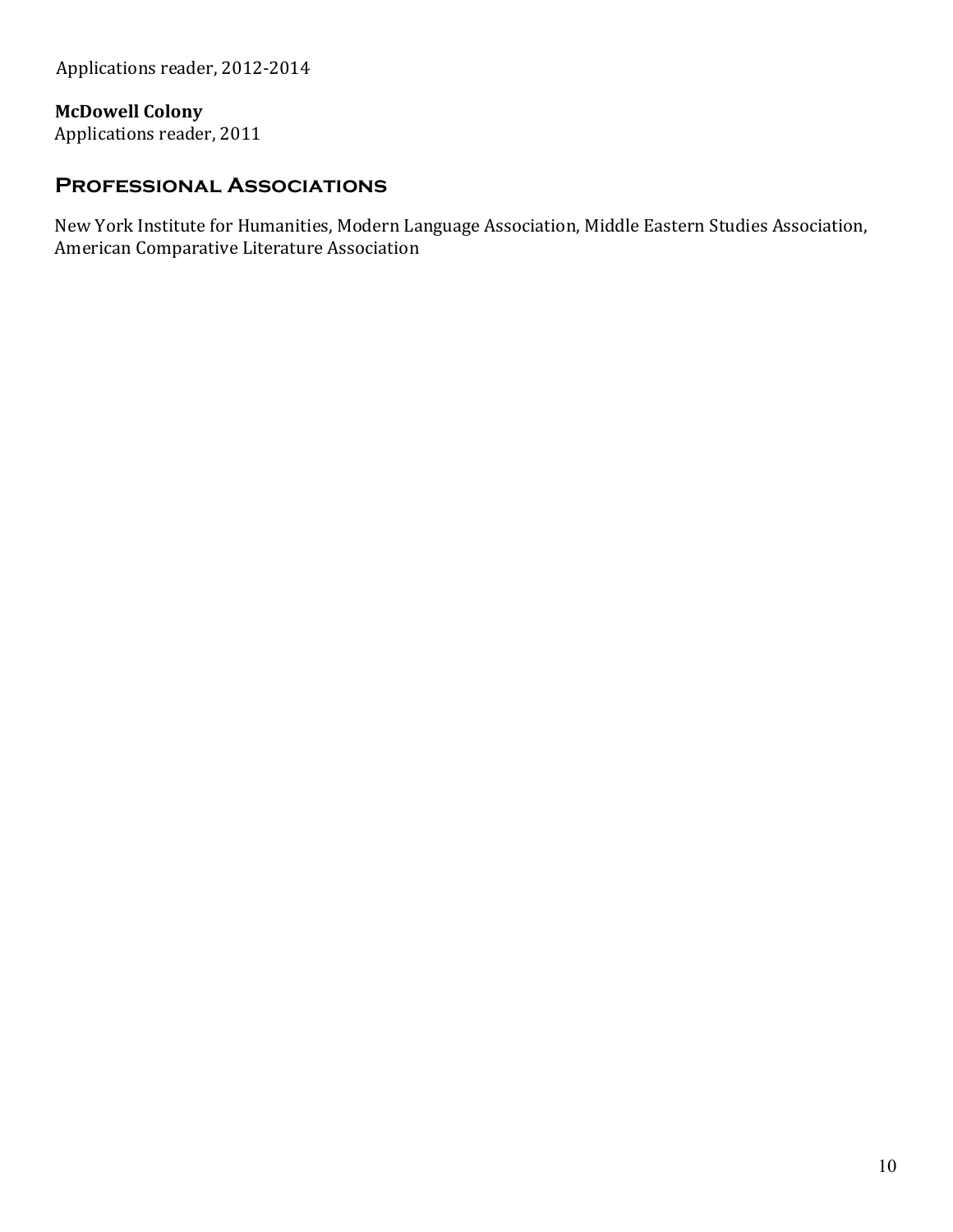Applications reader, 2012-2014

**McDowell Colony**
Applications reader, 2011

## Professional Associations

New York Institute for Humanities, Modern Language Association, Middle Eastern Studies Association, American Comparative Literature Association